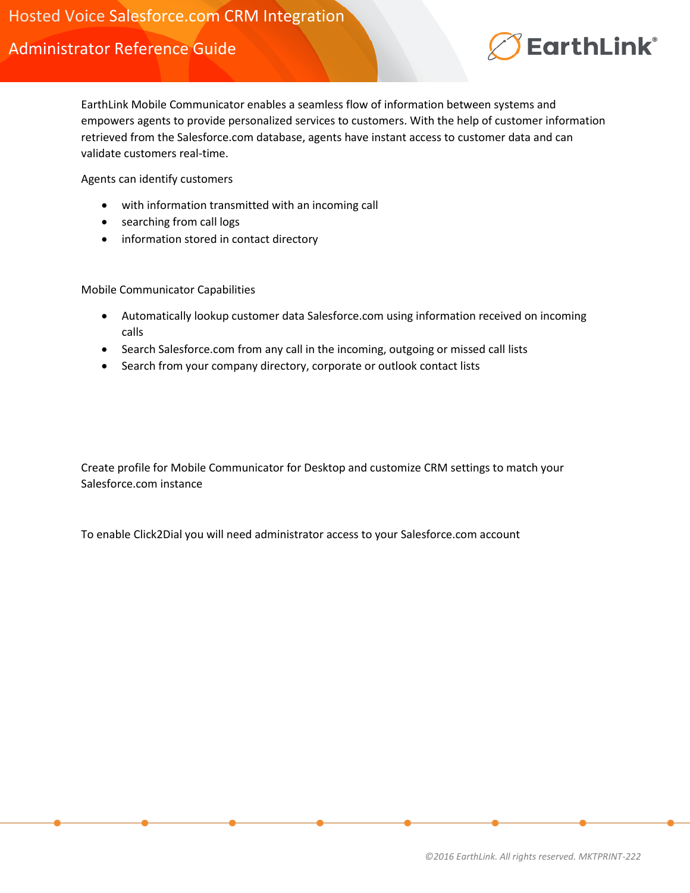# Hosted Voice Salesforce.com CRM Integration

## Administrator Reference Guide

EarthLink Mobile Communicator enables a seamless flow of information between systems and empowers agents to provide personalized services to customers. With the help of customer information retrieved from the Salesforce.com database, agents have instant access to customer data and can validate customers real-time.

Agents can identify customers

- with information transmitted with an incoming call
- searching from call logs
- information stored in contact directory

Mobile Communicator Capabilities

- Automatically lookup customer data Salesforce.com using information received on incoming calls
- Search Salesforce.com from any call in the incoming, outgoing or missed call lists
- Search from your company directory, corporate or outlook contact lists

Create profile for Mobile Communicator for Desktop and customize CRM settings to match your Salesforce.com instance

To enable Click2Dial you will need administrator access to your Salesforce.com account

*©2016 EarthLink. All rights reserved. MKTPRINT-222*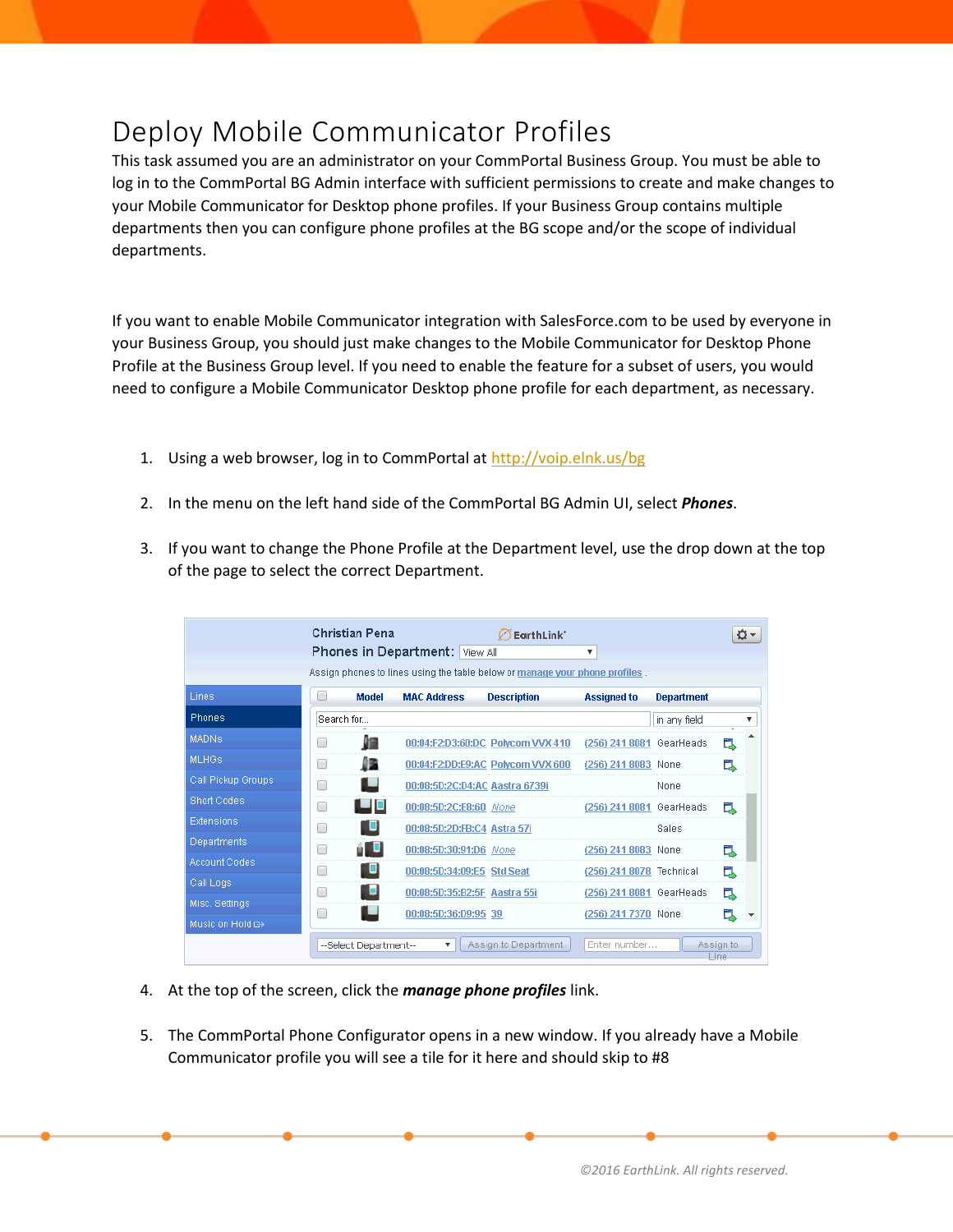# Deploy Mobile Communicator Profiles

This task assumed you are an administrator on your CommPortal Business Group. You must be able to log in to the CommPortal BG Admin interface with sufficient permissions to create and make changes to your Mobile Communicator for Desktop phone profiles. If your Business Group contains multiple departments then you can configure phone profiles at the BG scope and/or the scope of individual departments.

If you want to enable Mobile Communicator integration with SalesForce.com to be used by everyone in your Business Group, you should just make changes to the Mobile Communicator for Desktop Phone Profile at the Business Group level. If you need to enable the feature for a subset of users, you would need to configure a Mobile Communicator Desktop phone profile for each department, as necessary.

1. Using a web browser, log in to CommPortal at http://voip.elnk.us/bg
2. In the menu on the left hand side of the CommPortal BG Admin UI, select ***Phones***.
3. If you want to change the Phone Profile at the Department level, use the drop down at the top of the page to select the correct Department.

4. At the top of the screen, click the ***manage phone profiles*** link.
5. The CommPortal Phone Configurator opens in a new window. If you already have a Mobile Communicator profile you will see a tile for it here and should skip to #8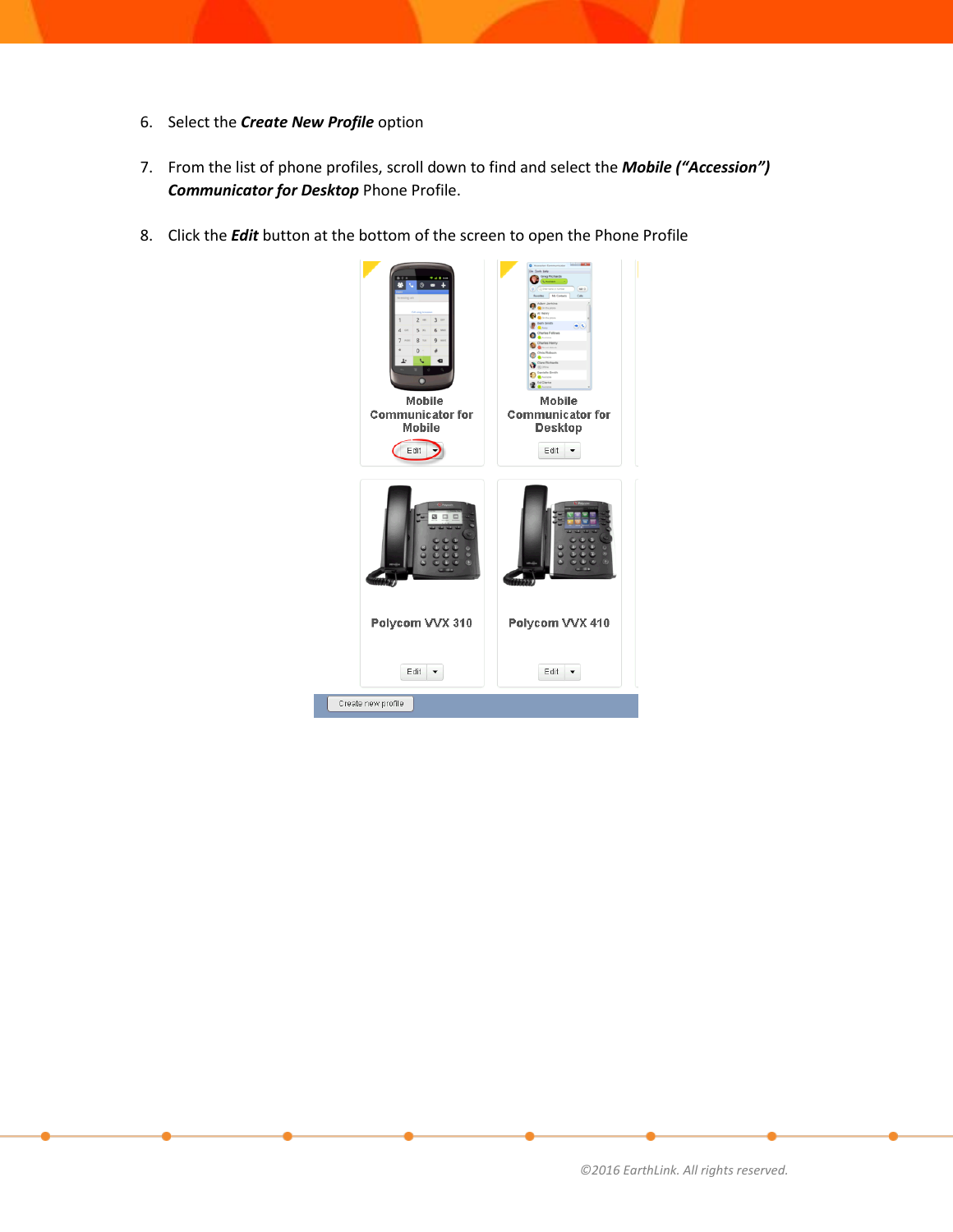6. Select the ***Create New Profile*** option

7. From the list of phone profiles, scroll down to find and select the ***Mobile ("Accession") Communicator for Desktop*** Phone Profile.

8. Click the ***Edit*** button at the bottom of the screen to open the Phone Profile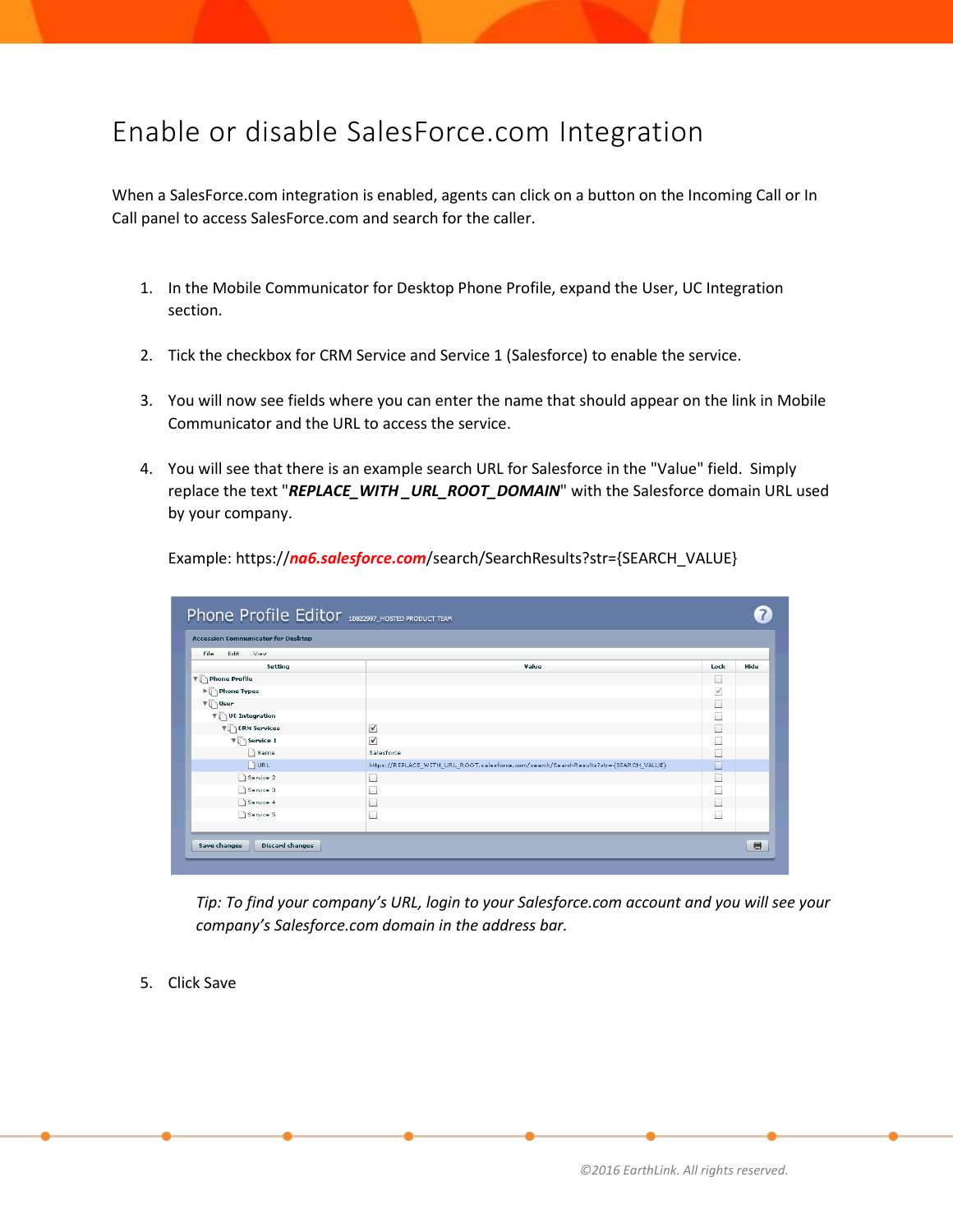# Enable or disable SalesForce.com Integration

When a SalesForce.com integration is enabled, agents can click on a button on the Incoming Call or In Call panel to access SalesForce.com and search for the caller.

1. In the Mobile Communicator for Desktop Phone Profile, expand the User, UC Integration section.

2. Tick the checkbox for CRM Service and Service 1 (Salesforce) to enable the service.

3. You will now see fields where you can enter the name that should appear on the link in Mobile Communicator and the URL to access the service.

4. You will see that there is an example search URL for Salesforce in the "Value" field. Simply replace the text "***REPLACE_WITH_URL_ROOT_DOMAIN***" with the Salesforce domain URL used by your company.

   Example: https://***na6.salesforce.com***/search/SearchResults?str={SEARCH_VALUE}

   *Tip: To find your company's URL, login to your Salesforce.com account and you will see your company's Salesforce.com domain in the address bar.*

5. Click Save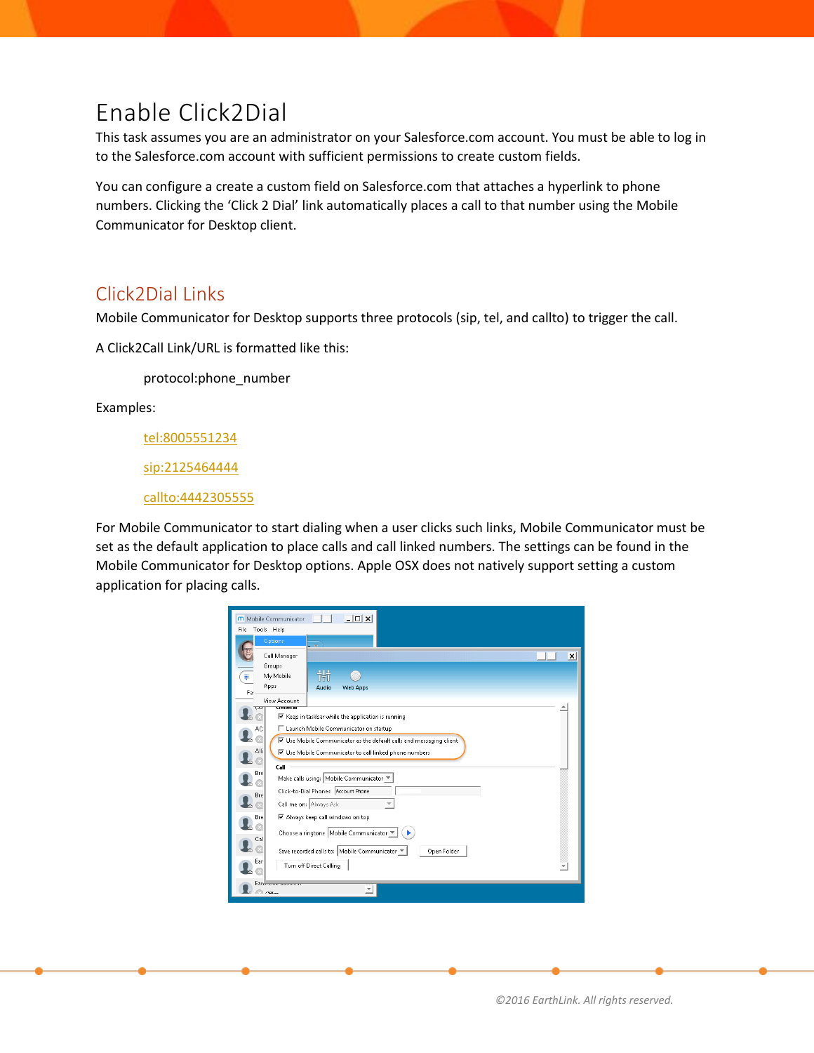# Enable Click2Dial

This task assumes you are an administrator on your Salesforce.com account. You must be able to log in to the Salesforce.com account with sufficient permissions to create custom fields.

You can configure a create a custom field on Salesforce.com that attaches a hyperlink to phone numbers. Clicking the 'Click 2 Dial' link automatically places a call to that number using the Mobile Communicator for Desktop client.

## Click2Dial Links

Mobile Communicator for Desktop supports three protocols (sip, tel, and callto) to trigger the call.

A Click2Call Link/URL is formatted like this:

protocol:phone_number

Examples:

tel:8005551234

sip:2125464444

callto:4442305555

For Mobile Communicator to start dialing when a user clicks such links, Mobile Communicator must be set as the default application to place calls and call linked numbers. The settings can be found in the Mobile Communicator for Desktop options. Apple OSX does not natively support setting a custom application for placing calls.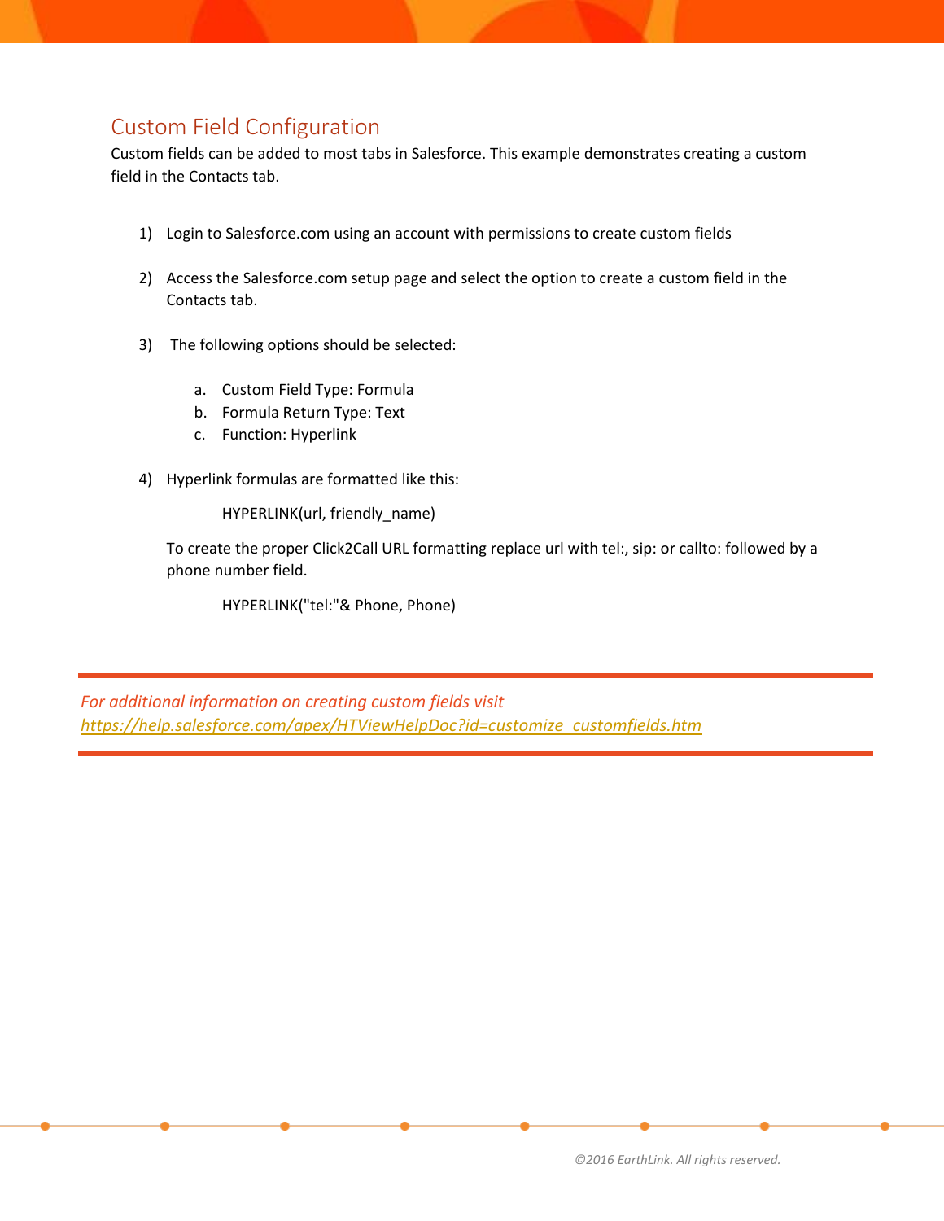## Custom Field Configuration

Custom fields can be added to most tabs in Salesforce. This example demonstrates creating a custom field in the Contacts tab.

1) Login to Salesforce.com using an account with permissions to create custom fields

2) Access the Salesforce.com setup page and select the option to create a custom field in the Contacts tab.

3) The following options should be selected:

   a. Custom Field Type: Formula
   b. Formula Return Type: Text
   c. Function: Hyperlink

4) Hyperlink formulas are formatted like this:

   HYPERLINK(url, friendly_name)

   To create the proper Click2Call URL formatting replace url with tel:, sip: or callto: followed by a phone number field.

   HYPERLINK("tel:"& Phone, Phone)

---

*For additional information on creating custom fields visit*
*https://help.salesforce.com/apex/HTViewHelpDoc?id=customize_customfields.htm*

---

*©2016 EarthLink. All rights reserved.*